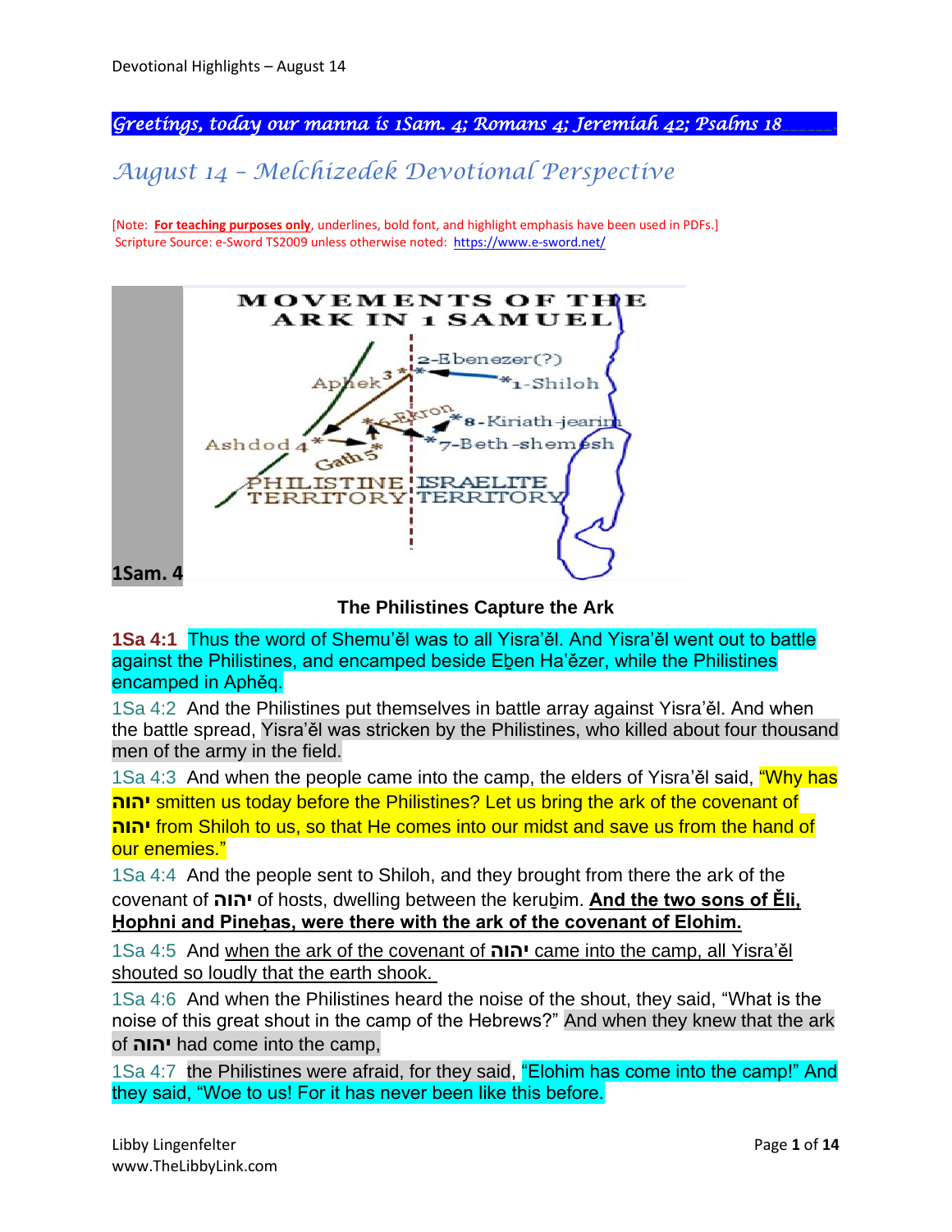*Greetings, today our manna is 1Sam. 4; Romans 4; Jeremiah 42; Psalms 18*

# *August 14 – Melchizedek Devotional Perspective*

[Note: **For teaching purposes only**, underlines, bold font, and highlight emphasis have been used in PDFs.]
Scripture Source: e-Sword TS2009 unless otherwise noted: https://www.e-sword.net/

MOVEMENTS OF THE ARK IN 1 SAMUEL

1-Shiloh, 2-Ebenezer(?), 3-Aphek, 4-Ashdod, 5-Gath, 6-Ekron, 7-Beth-shemesh, 8-Kiriath-jearim

PHILISTINE TERRITORY | ISRAELITE TERRITORY

**1Sam. 4**

**The Philistines Capture the Ark**

**1Sa 4:1** Thus the word of Shemu'ěl was to all Yisra'ěl. And Yisra'ěl went out to battle against the Philistines, and encamped beside Eḇen Ha'ězer, while the Philistines encamped in Aphěq.

1Sa 4:2 And the Philistines put themselves in battle array against Yisra'ěl. And when the battle spread, Yisra'ěl was stricken by the Philistines, who killed about four thousand men of the army in the field.

1Sa 4:3 And when the people came into the camp, the elders of Yisra'ěl said, "Why has **יהוה** smitten us today before the Philistines? Let us bring the ark of the covenant of **יהוה** from Shiloh to us, so that He comes into our midst and save us from the hand of our enemies."

1Sa 4:4 And the people sent to Shiloh, and they brought from there the ark of the covenant of **יהוה** of hosts, dwelling between the keruḇim. **And the two sons of Ěli, Ḥophni and Pineḥas, were there with the ark of the covenant of Elohim.**

1Sa 4:5 And when the ark of the covenant of **יהוה** came into the camp, all Yisra'ěl shouted so loudly that the earth shook.

1Sa 4:6 And when the Philistines heard the noise of the shout, they said, "What is the noise of this great shout in the camp of the Hebrews?" And when they knew that the ark of **יהוה** had come into the camp,

1Sa 4:7 the Philistines were afraid, for they said, "Elohim has come into the camp!" And they said, "Woe to us! For it has never been like this before.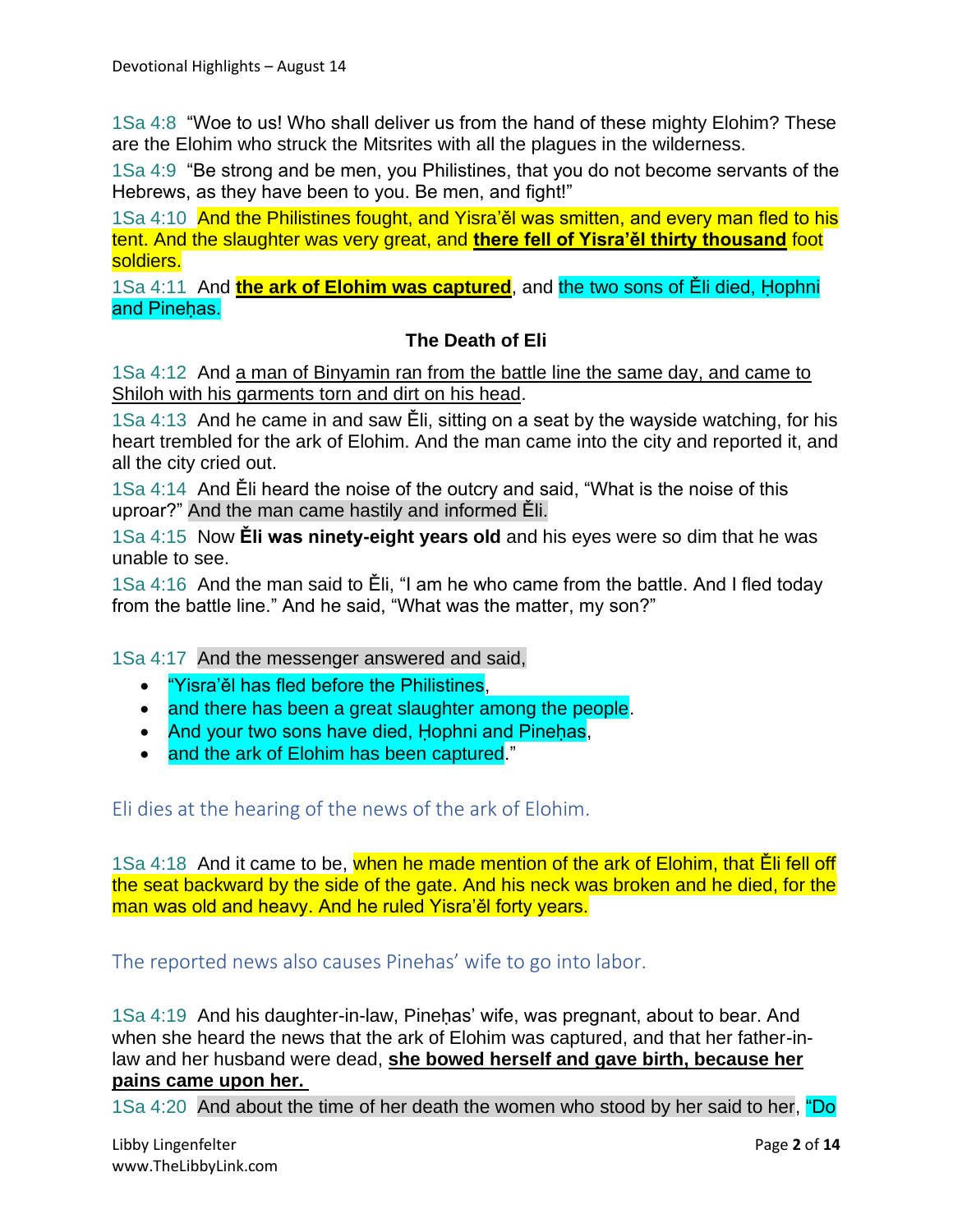1Sa 4:8  "Woe to us! Who shall deliver us from the hand of these mighty Elohim? These are the Elohim who struck the Mitsrites with all the plagues in the wilderness.

1Sa 4:9  "Be strong and be men, you Philistines, that you do not become servants of the Hebrews, as they have been to you. Be men, and fight!"

1Sa 4:10  And the Philistines fought, and Yisra'ěl was smitten, and every man fled to his tent. And the slaughter was very great, and **there fell of Yisra'ěl thirty thousand** foot soldiers.

1Sa 4:11  And **the ark of Elohim was captured**, and the two sons of Ěli died, Ḥophni and Pineḥas.

**The Death of Eli**

1Sa 4:12  And a man of Binyamin ran from the battle line the same day, and came to Shiloh with his garments torn and dirt on his head.

1Sa 4:13  And he came in and saw Ěli, sitting on a seat by the wayside watching, for his heart trembled for the ark of Elohim. And the man came into the city and reported it, and all the city cried out.

1Sa 4:14  And Ěli heard the noise of the outcry and said, "What is the noise of this uproar?" And the man came hastily and informed Ěli.

1Sa 4:15  Now **Ěli was ninety-eight years old** and his eyes were so dim that he was unable to see.

1Sa 4:16  And the man said to Ěli, "I am he who came from the battle. And I fled today from the battle line." And he said, "What was the matter, my son?"

1Sa 4:17  And the messenger answered and said,

- "Yisra'ěl has fled before the Philistines,
- and there has been a great slaughter among the people.
- And your two sons have died, Ḥophni and Pineḥas,
- and the ark of Elohim has been captured."

### Eli dies at the hearing of the news of the ark of Elohim.

1Sa 4:18  And it came to be, when he made mention of the ark of Elohim, that Ěli fell off the seat backward by the side of the gate. And his neck was broken and he died, for the man was old and heavy. And he ruled Yisra'ěl forty years.

### The reported news also causes Pinehas' wife to go into labor.

1Sa 4:19  And his daughter-in-law, Pineḥas' wife, was pregnant, about to bear. And when she heard the news that the ark of Elohim was captured, and that her father-in-law and her husband were dead, **she bowed herself and gave birth, because her pains came upon her.**

1Sa 4:20  And about the time of her death the women who stood by her said to her, "Do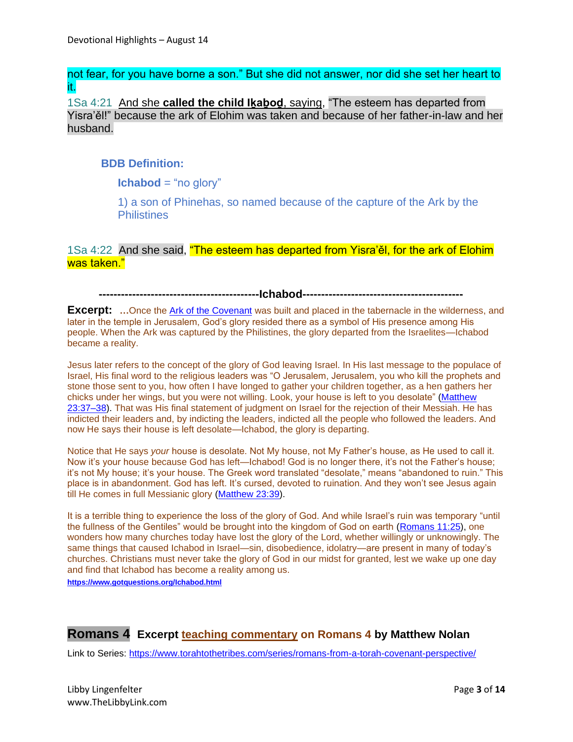not fear, for you have borne a son." But she did not answer, nor did she set her heart to it.

1Sa 4:21 And she **called the child Iḵaḇoḏ**, saying, "The esteem has departed from Yisra'ěl!" because the ark of Elohim was taken and because of her father-in-law and her husband.

**BDB Definition:**

**Ichabod** = "no glory"

1) a son of Phinehas, so named because of the capture of the Ark by the Philistines

1Sa 4:22 And she said, "The esteem has departed from Yisra'ěl, for the ark of Elohim was taken."

**------------------------------------------Ichabod------------------------------------------**

**Excerpt:** …Once the Ark of the Covenant was built and placed in the tabernacle in the wilderness, and later in the temple in Jerusalem, God's glory resided there as a symbol of His presence among His people. When the Ark was captured by the Philistines, the glory departed from the Israelites—Ichabod became a reality.

Jesus later refers to the concept of the glory of God leaving Israel. In His last message to the populace of Israel, His final word to the religious leaders was "O Jerusalem, Jerusalem, you who kill the prophets and stone those sent to you, how often I have longed to gather your children together, as a hen gathers her chicks under her wings, but you were not willing. Look, your house is left to you desolate" (Matthew 23:37–38). That was His final statement of judgment on Israel for the rejection of their Messiah. He has indicted their leaders and, by indicting the leaders, indicted all the people who followed the leaders. And now He says their house is left desolate—Ichabod, the glory is departing.

Notice that He says *your* house is desolate. Not My house, not My Father's house, as He used to call it. Now it's your house because God has left—Ichabod! God is no longer there, it's not the Father's house; it's not My house; it's your house. The Greek word translated "desolate," means "abandoned to ruin." This place is in abandonment. God has left. It's cursed, devoted to ruination. And they won't see Jesus again till He comes in full Messianic glory (Matthew 23:39).

It is a terrible thing to experience the loss of the glory of God. And while Israel's ruin was temporary "until the fullness of the Gentiles" would be brought into the kingdom of God on earth (Romans 11:25), one wonders how many churches today have lost the glory of the Lord, whether willingly or unknowingly. The same things that caused Ichabod in Israel—sin, disobedience, idolatry—are present in many of today's churches. Christians must never take the glory of God in our midst for granted, lest we wake up one day and find that Ichabod has become a reality among us.

**https://www.gotquestions.org/Ichabod.html**

## Romans 4 Excerpt teaching commentary on Romans 4 by Matthew Nolan

Link to Series: https://www.torahtothetribes.com/series/romans-from-a-torah-covenant-perspective/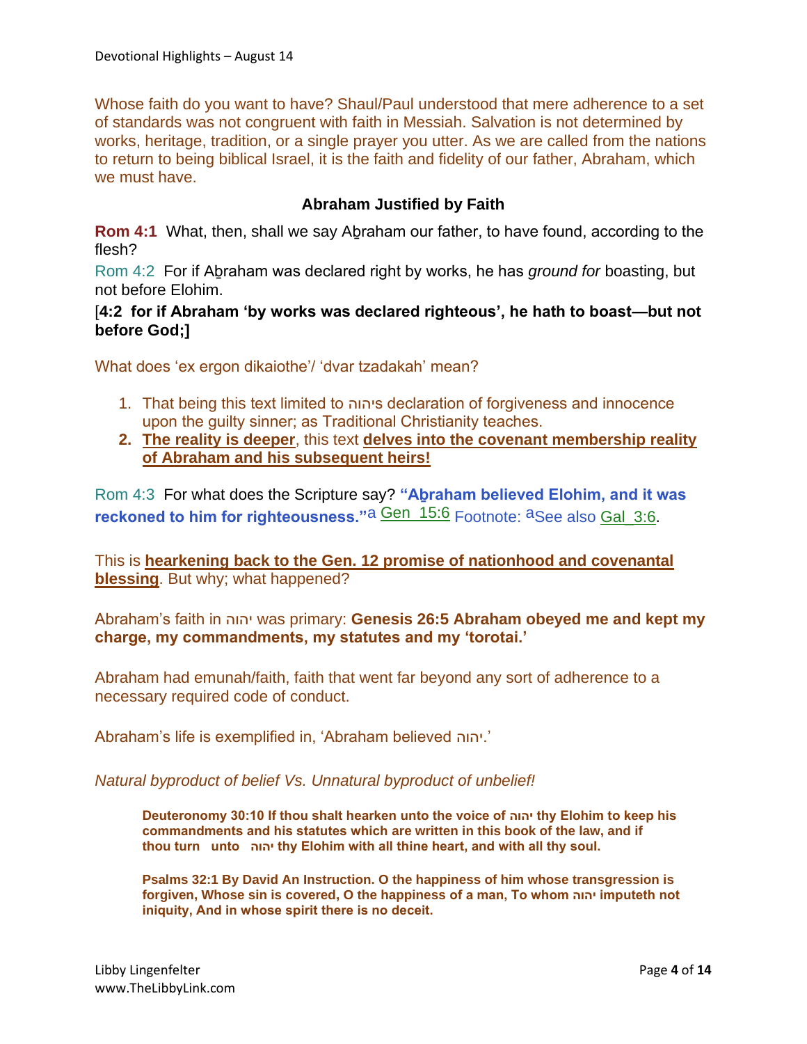Whose faith do you want to have? Shaul/Paul understood that mere adherence to a set of standards was not congruent with faith in Messiah. Salvation is not determined by works, heritage, tradition, or a single prayer you utter. As we are called from the nations to return to being biblical Israel, it is the faith and fidelity of our father, Abraham, which we must have.

### Abraham Justified by Faith

**Rom 4:1** What, then, shall we say Aḇraham our father, to have found, according to the flesh?

Rom 4:2 For if Aḇraham was declared right by works, he has *ground for* boasting, but not before Elohim.

[**4:2 for if Abraham 'by works was declared righteous', he hath to boast—but not before God;]**

What does 'ex ergon dikaiothe'/ 'dvar tzadakah' mean?

1. That being this text limited to יהוהs declaration of forgiveness and innocence upon the guilty sinner; as Traditional Christianity teaches.
2. **The reality is deeper**, this text **delves into the covenant membership reality of Abraham and his subsequent heirs!**

Rom 4:3 For what does the Scripture say? **"Aḇraham believed Elohim, and it was reckoned to him for righteousness."**[a] Gen_15:6 Footnote: [a]See also Gal_3:6.

This is **hearkening back to the Gen. 12 promise of nationhood and covenantal blessing**. But why; what happened?

Abraham's faith in יהוה was primary: **Genesis 26:5 Abraham obeyed me and kept my charge, my commandments, my statutes and my 'torotai.'**

Abraham had emunah/faith, faith that went far beyond any sort of adherence to a necessary required code of conduct.

Abraham's life is exemplified in, 'Abraham believed יהוה.'

*Natural byproduct of belief Vs. Unnatural byproduct of unbelief!*

> **Deuteronomy 30:10 If thou shalt hearken unto the voice of יהוה thy Elohim to keep his commandments and his statutes which are written in this book of the law, and if thou turn unto יהוה thy Elohim with all thine heart, and with all thy soul.**
>
> **Psalms 32:1 By David An Instruction. O the happiness of him whose transgression is forgiven, Whose sin is covered, O the happiness of a man, To whom יהוה imputeth not iniquity, And in whose spirit there is no deceit.**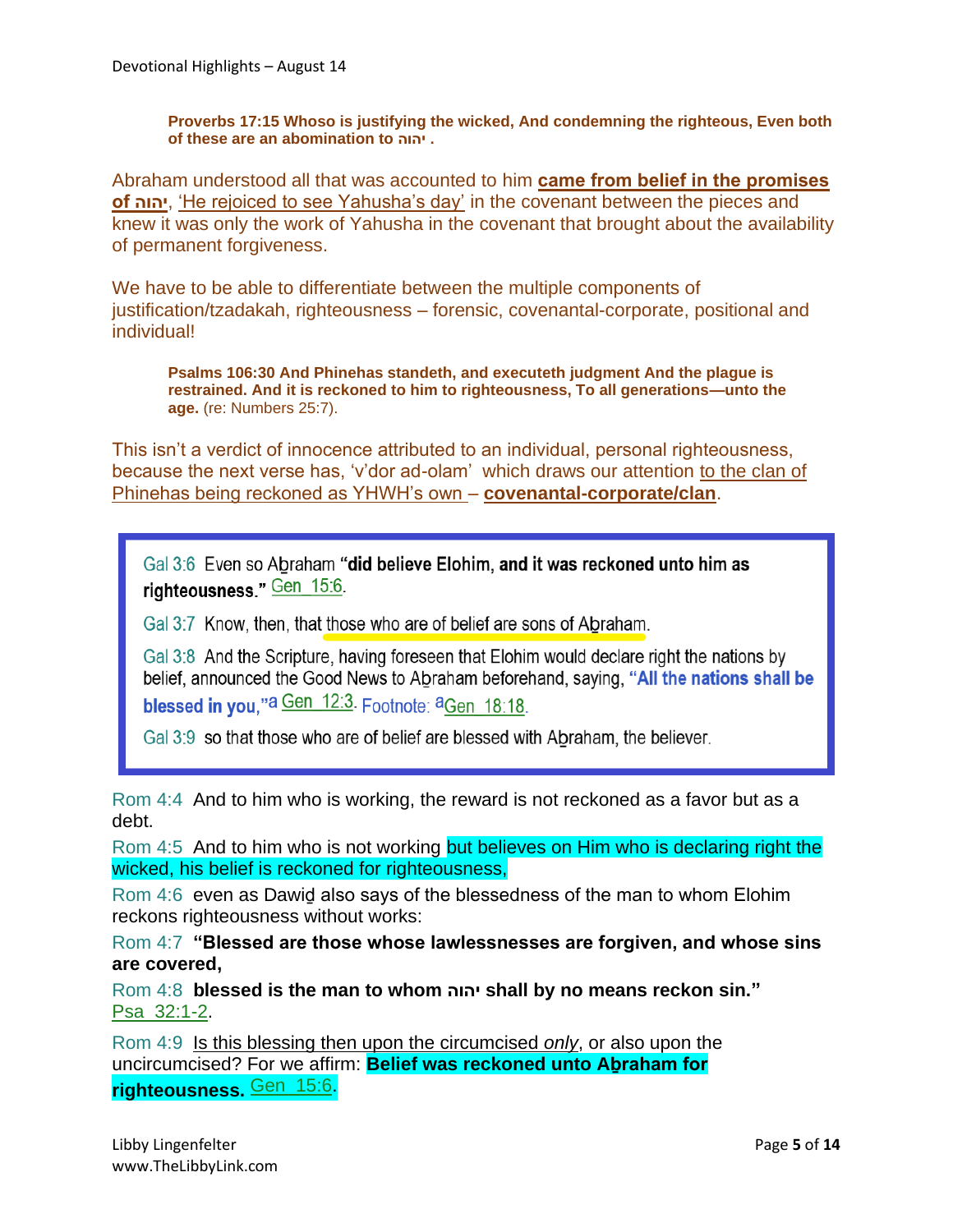**Proverbs 17:15 Whoso is justifying the wicked, And condemning the righteous, Even both of these are an abomination to יהוה .**

Abraham understood all that was accounted to him **came from belief in the promises of יהוה**, 'He rejoiced to see Yahusha's day' in the covenant between the pieces and knew it was only the work of Yahusha in the covenant that brought about the availability of permanent forgiveness.

We have to be able to differentiate between the multiple components of justification/tzadakah, righteousness – forensic, covenantal-corporate, positional and individual!

**Psalms 106:30 And Phinehas standeth, and executeth judgment And the plague is restrained. And it is reckoned to him to righteousness, To all generations—unto the age.** (re: Numbers 25:7).

This isn't a verdict of innocence attributed to an individual, personal righteousness, because the next verse has, 'v'dor ad-olam' which draws our attention to the clan of Phinehas being reckoned as YHWH's own – **covenantal-corporate/clan**.

> Gal 3:6 Even so Aḇraham **"did believe Elohim, and it was reckoned unto him as righteousness."** Gen 15:6.
>
> Gal 3:7 Know, then, that those who are of belief are sons of Aḇraham.
>
> Gal 3:8 And the Scripture, having foreseen that Elohim would declare right the nations by belief, announced the Good News to Aḇraham beforehand, saying, **"All the nations shall be blessed in you,"**[a] Gen 12:3. Footnote: [a]Gen 18:18.
>
> Gal 3:9 so that those who are of belief are blessed with Aḇraham, the believer.

Rom 4:4 And to him who is working, the reward is not reckoned as a favor but as a debt.

Rom 4:5 And to him who is not working but believes on Him who is declaring right the wicked, his belief is reckoned for righteousness,

Rom 4:6 even as Dawiḏ also says of the blessedness of the man to whom Elohim reckons righteousness without works:

Rom 4:7 **"Blessed are those whose lawlessnesses are forgiven, and whose sins are covered,**

Rom 4:8 **blessed is the man to whom יהוה shall by no means reckon sin."** Psa 32:1-2.

Rom 4:9 Is this blessing then upon the circumcised *only*, or also upon the uncircumcised? For we affirm: **Belief was reckoned unto Aḇraham for righteousness.** Gen 15:6.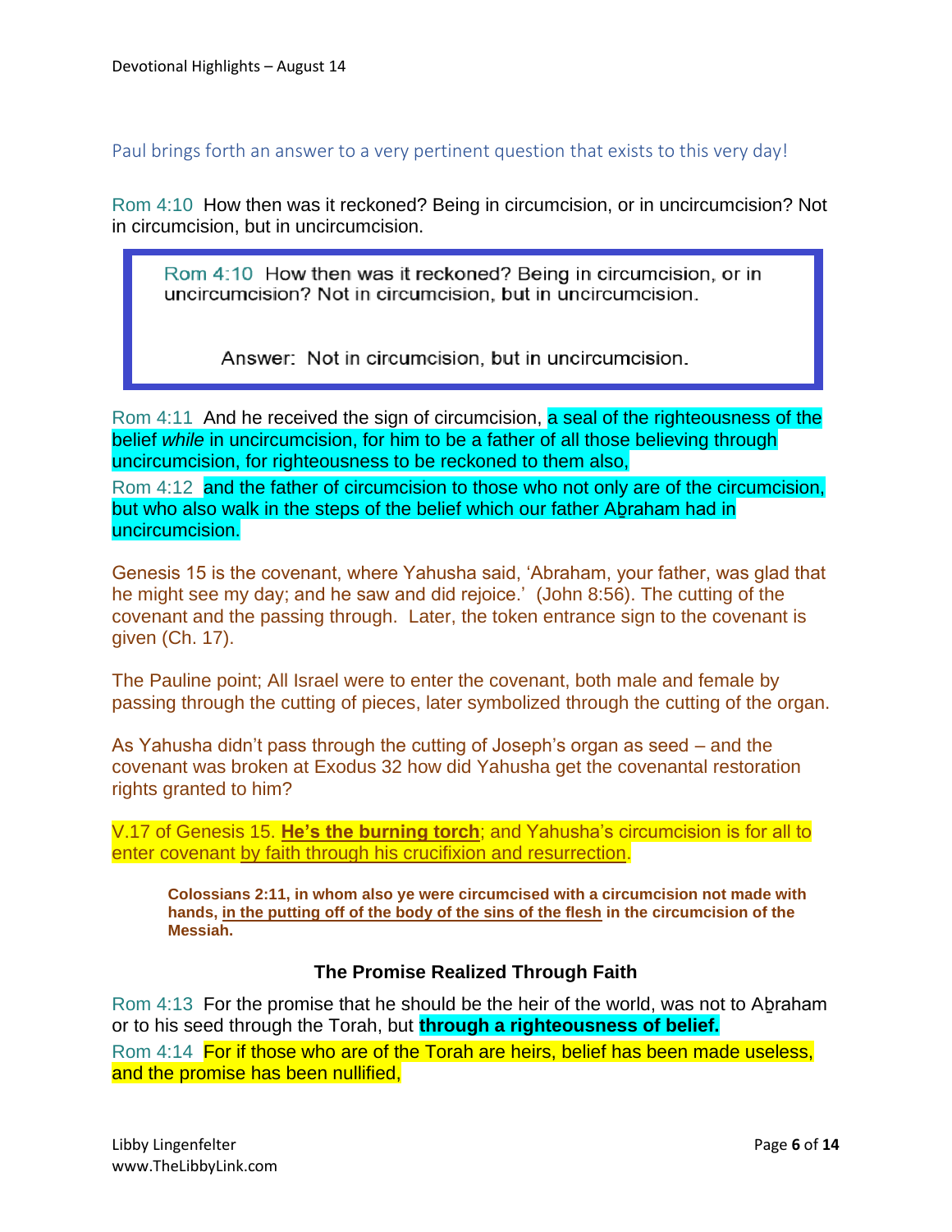Paul brings forth an answer to a very pertinent question that exists to this very day!

Rom 4:10 How then was it reckoned? Being in circumcision, or in uncircumcision? Not in circumcision, but in uncircumcision.

> Rom 4:10 How then was it reckoned? Being in circumcision, or in uncircumcision? Not in circumcision, but in uncircumcision.
>
> Answer: Not in circumcision, but in uncircumcision.

Rom 4:11 And he received the sign of circumcision, a seal of the righteousness of the belief *while* in uncircumcision, for him to be a father of all those believing through uncircumcision, for righteousness to be reckoned to them also,

Rom 4:12 and the father of circumcision to those who not only are of the circumcision, but who also walk in the steps of the belief which our father Aḇraham had in uncircumcision.

Genesis 15 is the covenant, where Yahusha said, 'Abraham, your father, was glad that he might see my day; and he saw and did rejoice.' (John 8:56). The cutting of the covenant and the passing through. Later, the token entrance sign to the covenant is given (Ch. 17).

The Pauline point; All Israel were to enter the covenant, both male and female by passing through the cutting of pieces, later symbolized through the cutting of the organ.

As Yahusha didn't pass through the cutting of Joseph's organ as seed – and the covenant was broken at Exodus 32 how did Yahusha get the covenantal restoration rights granted to him?

V.17 of Genesis 15. **He's the burning torch**; and Yahusha's circumcision is for all to enter covenant by faith through his crucifixion and resurrection.

> **Colossians 2:11, in whom also ye were circumcised with a circumcision not made with hands, in the putting off of the body of the sins of the flesh in the circumcision of the Messiah.**

### The Promise Realized Through Faith

Rom 4:13 For the promise that he should be the heir of the world, was not to Aḇraham or to his seed through the Torah, but **through a righteousness of belief.**

Rom 4:14 For if those who are of the Torah are heirs, belief has been made useless, and the promise has been nullified,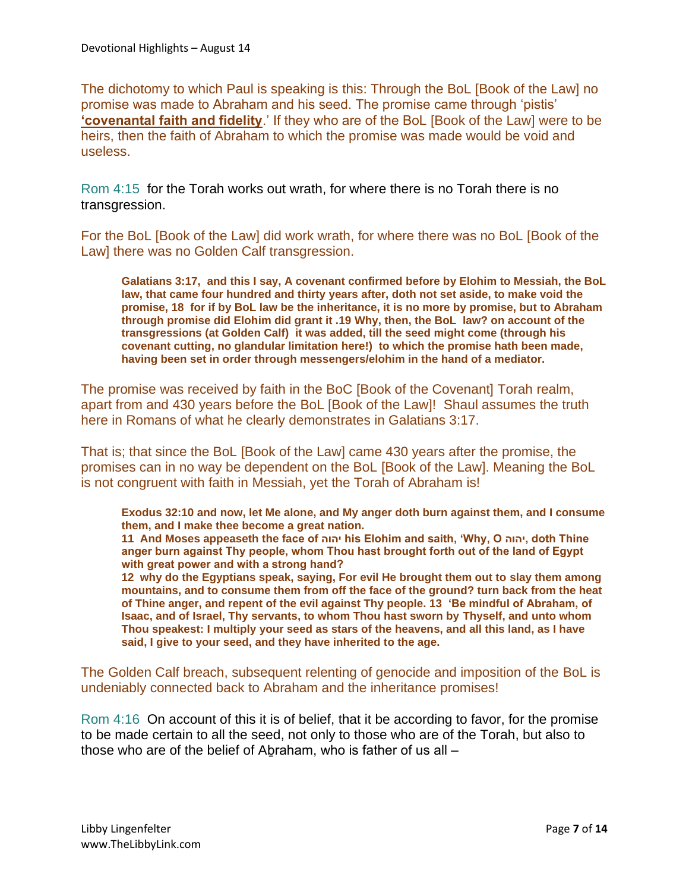The dichotomy to which Paul is speaking is this: Through the BoL [Book of the Law] no promise was made to Abraham and his seed. The promise came through 'pistis' **'covenantal faith and fidelity**.' If they who are of the BoL [Book of the Law] were to be heirs, then the faith of Abraham to which the promise was made would be void and useless.

Rom 4:15 for the Torah works out wrath, for where there is no Torah there is no transgression.

For the BoL [Book of the Law] did work wrath, for where there was no BoL [Book of the Law] there was no Golden Calf transgression.

> **Galatians 3:17, and this I say, A covenant confirmed before by Elohim to Messiah, the BoL law, that came four hundred and thirty years after, doth not set aside, to make void the promise, 18 for if by BoL law be the inheritance, it is no more by promise, but to Abraham through promise did Elohim did grant it .19 Why, then, the BoL law? on account of the transgressions (at Golden Calf) it was added, till the seed might come (through his covenant cutting, no glandular limitation here!) to which the promise hath been made, having been set in order through messengers/elohim in the hand of a mediator.**

The promise was received by faith in the BoC [Book of the Covenant] Torah realm, apart from and 430 years before the BoL [Book of the Law]! Shaul assumes the truth here in Romans of what he clearly demonstrates in Galatians 3:17.

That is; that since the BoL [Book of the Law] came 430 years after the promise, the promises can in no way be dependent on the BoL [Book of the Law]. Meaning the BoL is not congruent with faith in Messiah, yet the Torah of Abraham is!

> **Exodus 32:10 and now, let Me alone, and My anger doth burn against them, and I consume them, and I make thee become a great nation.**
> **11 And Moses appeaseth the face of יהוה his Elohim and saith, 'Why, O יהוה, doth Thine anger burn against Thy people, whom Thou hast brought forth out of the land of Egypt with great power and with a strong hand?**
> **12 why do the Egyptians speak, saying, For evil He brought them out to slay them among mountains, and to consume them from off the face of the ground? turn back from the heat of Thine anger, and repent of the evil against Thy people. 13 'Be mindful of Abraham, of Isaac, and of Israel, Thy servants, to whom Thou hast sworn by Thyself, and unto whom Thou speakest: I multiply your seed as stars of the heavens, and all this land, as I have said, I give to your seed, and they have inherited to the age.**

The Golden Calf breach, subsequent relenting of genocide and imposition of the BoL is undeniably connected back to Abraham and the inheritance promises!

Rom 4:16 On account of this it is of belief, that it be according to favor, for the promise to be made certain to all the seed, not only to those who are of the Torah, but also to those who are of the belief of Aḇraham, who is father of us all –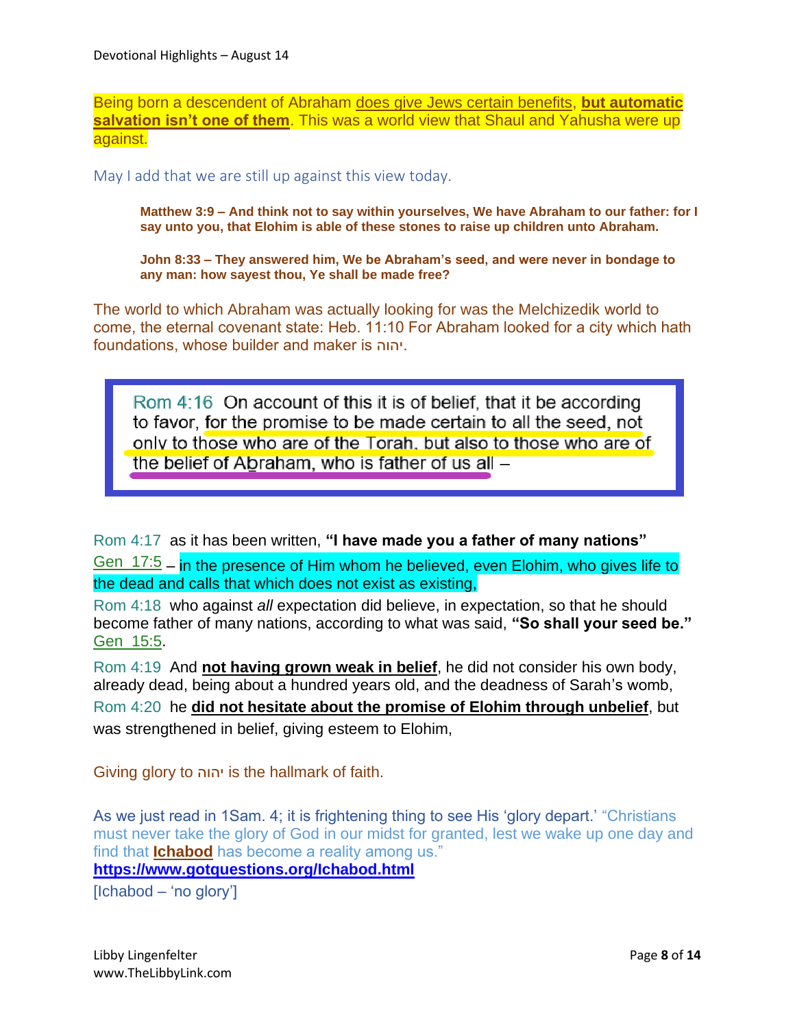Being born a descendent of Abraham does give Jews certain benefits, **but automatic salvation isn't one of them**. This was a world view that Shaul and Yahusha were up against.

May I add that we are still up against this view today.

> **Matthew 3:9 – And think not to say within yourselves, We have Abraham to our father: for I say unto you, that Elohim is able of these stones to raise up children unto Abraham.**
>
> **John 8:33 – They answered him, We be Abraham's seed, and were never in bondage to any man: how sayest thou, Ye shall be made free?**

The world to which Abraham was actually looking for was the Melchizedik world to come, the eternal covenant state: Heb. 11:10 For Abraham looked for a city which hath foundations, whose builder and maker is יהוה.

> Rom 4:16 On account of this it is of belief, that it be according to favor, for the promise to be made certain to all the seed, not only to those who are of the Torah, but also to those who are of the belief of Abraham, who is father of us all –

Rom 4:17 as it has been written, **"I have made you a father of many nations"** Gen 17:5 – in the presence of Him whom he believed, even Elohim, who gives life to the dead and calls that which does not exist as existing,

Rom 4:18 who against *all* expectation did believe, in expectation, so that he should become father of many nations, according to what was said, **"So shall your seed be."** Gen 15:5.

Rom 4:19 And **not having grown weak in belief**, he did not consider his own body, already dead, being about a hundred years old, and the deadness of Sarah's womb,

Rom 4:20 he **did not hesitate about the promise of Elohim through unbelief**, but was strengthened in belief, giving esteem to Elohim,

Giving glory to יהוה is the hallmark of faith.

As we just read in 1Sam. 4; it is frightening thing to see His 'glory depart.' "Christians must never take the glory of God in our midst for granted, lest we wake up one day and find that **Ichabod** has become a reality among us."
**https://www.gotquestions.org/Ichabod.html**
[Ichabod – 'no glory']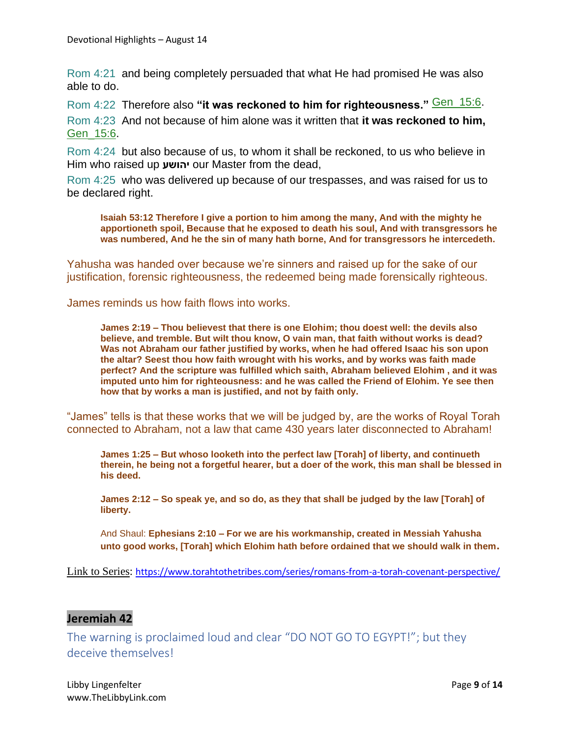Rom 4:21 and being completely persuaded that what He had promised He was also able to do.

Rom 4:22 Therefore also **"it was reckoned to him for righteousness."** Gen_15:6.

Rom 4:23 And not because of him alone was it written that **it was reckoned to him,** Gen_15:6.

Rom 4:24 but also because of us, to whom it shall be reckoned, to us who believe in Him who raised up **יהושע** our Master from the dead,

Rom 4:25 who was delivered up because of our trespasses, and was raised for us to be declared right.

> **Isaiah 53:12 Therefore I give a portion to him among the many, And with the mighty he apportioneth spoil, Because that he exposed to death his soul, And with transgressors he was numbered, And he the sin of many hath borne, And for transgressors he intercedeth.**

Yahusha was handed over because we're sinners and raised up for the sake of our justification, forensic righteousness, the redeemed being made forensically righteous.

James reminds us how faith flows into works.

> **James 2:19 – Thou believest that there is one Elohim; thou doest well: the devils also believe, and tremble. But wilt thou know, O vain man, that faith without works is dead? Was not Abraham our father justified by works, when he had offered Isaac his son upon the altar? Seest thou how faith wrought with his works, and by works was faith made perfect? And the scripture was fulfilled which saith, Abraham believed Elohim , and it was imputed unto him for righteousness: and he was called the Friend of Elohim. Ye see then how that by works a man is justified, and not by faith only.**

"James" tells is that these works that we will be judged by, are the works of Royal Torah connected to Abraham, not a law that came 430 years later disconnected to Abraham!

> **James 1:25 – But whoso looketh into the perfect law [Torah] of liberty, and continueth therein, he being not a forgetful hearer, but a doer of the work, this man shall be blessed in his deed.**
>
> **James 2:12 – So speak ye, and so do, as they that shall be judged by the law [Torah] of liberty.**
>
> And Shaul: **Ephesians 2:10 – For we are his workmanship, created in Messiah Yahusha unto good works, [Torah] which Elohim hath before ordained that we should walk in them.**

Link to Series: https://www.torahtothetribes.com/series/romans-from-a-torah-covenant-perspective/

## Jeremiah 42

The warning is proclaimed loud and clear "DO NOT GO TO EGYPT!"; but they deceive themselves!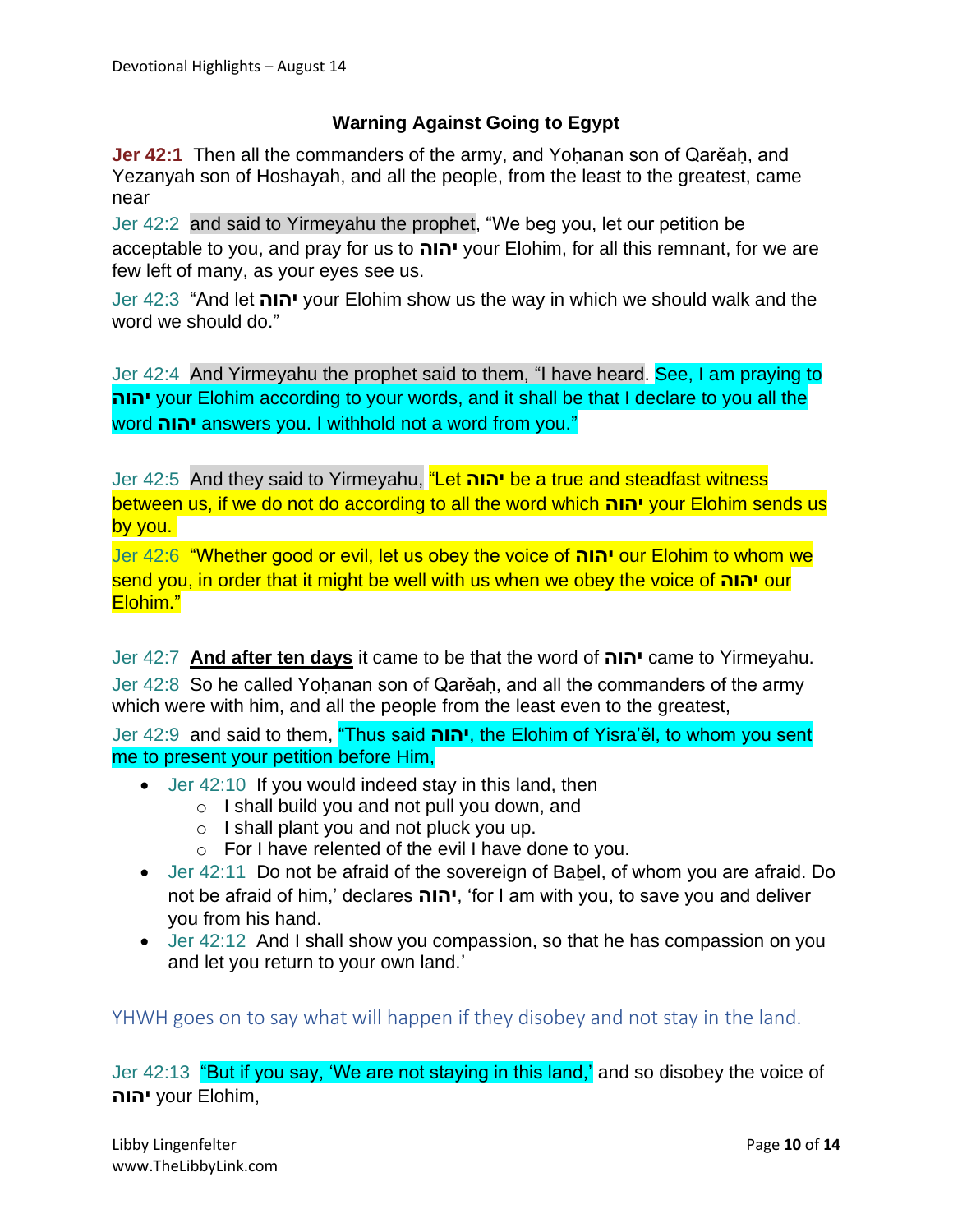## Warning Against Going to Egypt

**Jer 42:1** Then all the commanders of the army, and Yoḥanan son of Qarěaḥ, and Yezanyah son of Hoshayah, and all the people, from the least to the greatest, came near

Jer 42:2 and said to Yirmeyahu the prophet, "We beg you, let our petition be acceptable to you, and pray for us to **יהוה** your Elohim, for all this remnant, for we are few left of many, as your eyes see us.

Jer 42:3 "And let **יהוה** your Elohim show us the way in which we should walk and the word we should do."

Jer 42:4 And Yirmeyahu the prophet said to them, "I have heard. See, I am praying to **יהוה** your Elohim according to your words, and it shall be that I declare to you all the word **יהוה** answers you. I withhold not a word from you."

Jer 42:5 And they said to Yirmeyahu, "Let **יהוה** be a true and steadfast witness between us, if we do not do according to all the word which **יהוה** your Elohim sends us by you.

Jer 42:6 "Whether good or evil, let us obey the voice of **יהוה** our Elohim to whom we send you, in order that it might be well with us when we obey the voice of **יהוה** our Elohim."

Jer 42:7 **And after ten days** it came to be that the word of **יהוה** came to Yirmeyahu.

Jer 42:8 So he called Yoḥanan son of Qarěaḥ, and all the commanders of the army which were with him, and all the people from the least even to the greatest,

Jer 42:9 and said to them, "Thus said **יהוה**, the Elohim of Yisra'ěl, to whom you sent me to present your petition before Him,

- Jer 42:10 If you would indeed stay in this land, then
  - I shall build you and not pull you down, and
  - I shall plant you and not pluck you up.
  - For I have relented of the evil I have done to you.
- Jer 42:11 Do not be afraid of the sovereign of Baḇel, of whom you are afraid. Do not be afraid of him,' declares **יהוה**, 'for I am with you, to save you and deliver you from his hand.
- Jer 42:12 And I shall show you compassion, so that he has compassion on you and let you return to your own land.'

YHWH goes on to say what will happen if they disobey and not stay in the land.

Jer 42:13 "But if you say, 'We are not staying in this land,' and so disobey the voice of **יהוה** your Elohim,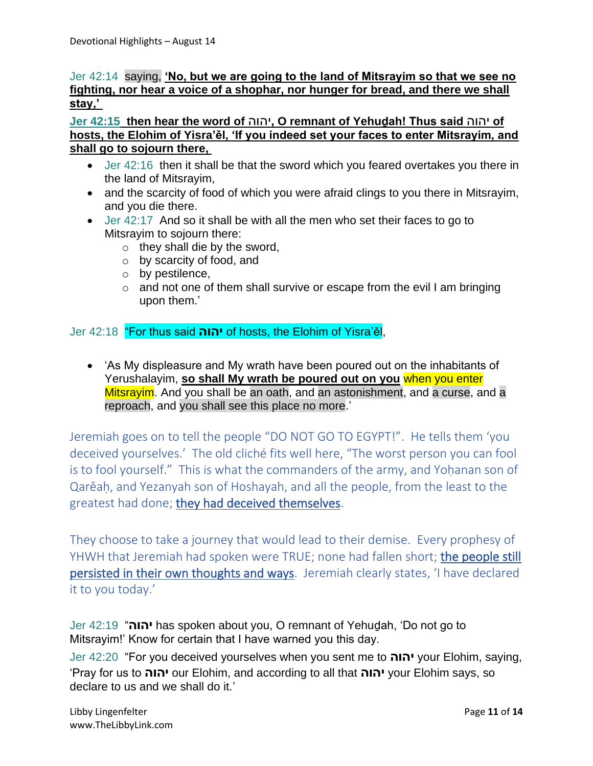Jer 42:14 saying, **<u>'No, but we are going to the land of Mitsrayim so that we see no fighting, nor hear a voice of a shophar, nor hunger for bread, and there we shall stay,'</u>**

**<u>Jer 42:15 then hear the word of יהוה, O remnant of Yehuḏah! Thus said יהוה of hosts, the Elohim of Yisra'ěl, 'If you indeed set your faces to enter Mitsrayim, and shall go to sojourn there,</u>**

- Jer 42:16 then it shall be that the sword which you feared overtakes you there in the land of Mitsrayim,
- and the scarcity of food of which you were afraid clings to you there in Mitsrayim, and you die there.
- Jer 42:17 And so it shall be with all the men who set their faces to go to Mitsrayim to sojourn there:
  - they shall die by the sword,
  - by scarcity of food, and
  - by pestilence,
  - and not one of them shall survive or escape from the evil I am bringing upon them.'

Jer 42:18 "For thus said **יהוה** of hosts, the Elohim of Yisra'ěl,

- 'As My displeasure and My wrath have been poured out on the inhabitants of Yerushalayim, **<u>so shall My wrath be poured out on you</u>** when you enter Mitsrayim. And you shall be an oath, and an astonishment, and a curse, and a reproach, and you shall see this place no more.'

Jeremiah goes on to tell the people "DO NOT GO TO EGYPT!". He tells them 'you deceived yourselves.' The old cliché fits well here, "The worst person you can fool is to fool yourself." This is what the commanders of the army, and Yoḥanan son of Qarěaḥ, and Yezanyah son of Hoshayah, and all the people, from the least to the greatest had done; <u>they had deceived themselves</u>.

They choose to take a journey that would lead to their demise. Every prophesy of YHWH that Jeremiah had spoken were TRUE; none had fallen short; <u>the people still persisted in their own thoughts and ways</u>. Jeremiah clearly states, 'I have declared it to you today.'

Jer 42:19 "**יהוה** has spoken about you, O remnant of Yehuḏah, 'Do not go to Mitsrayim!' Know for certain that I have warned you this day.

Jer 42:20 "For you deceived yourselves when you sent me to **יהוה** your Elohim, saying, 'Pray for us to **יהוה** our Elohim, and according to all that **יהוה** your Elohim says, so declare to us and we shall do it.'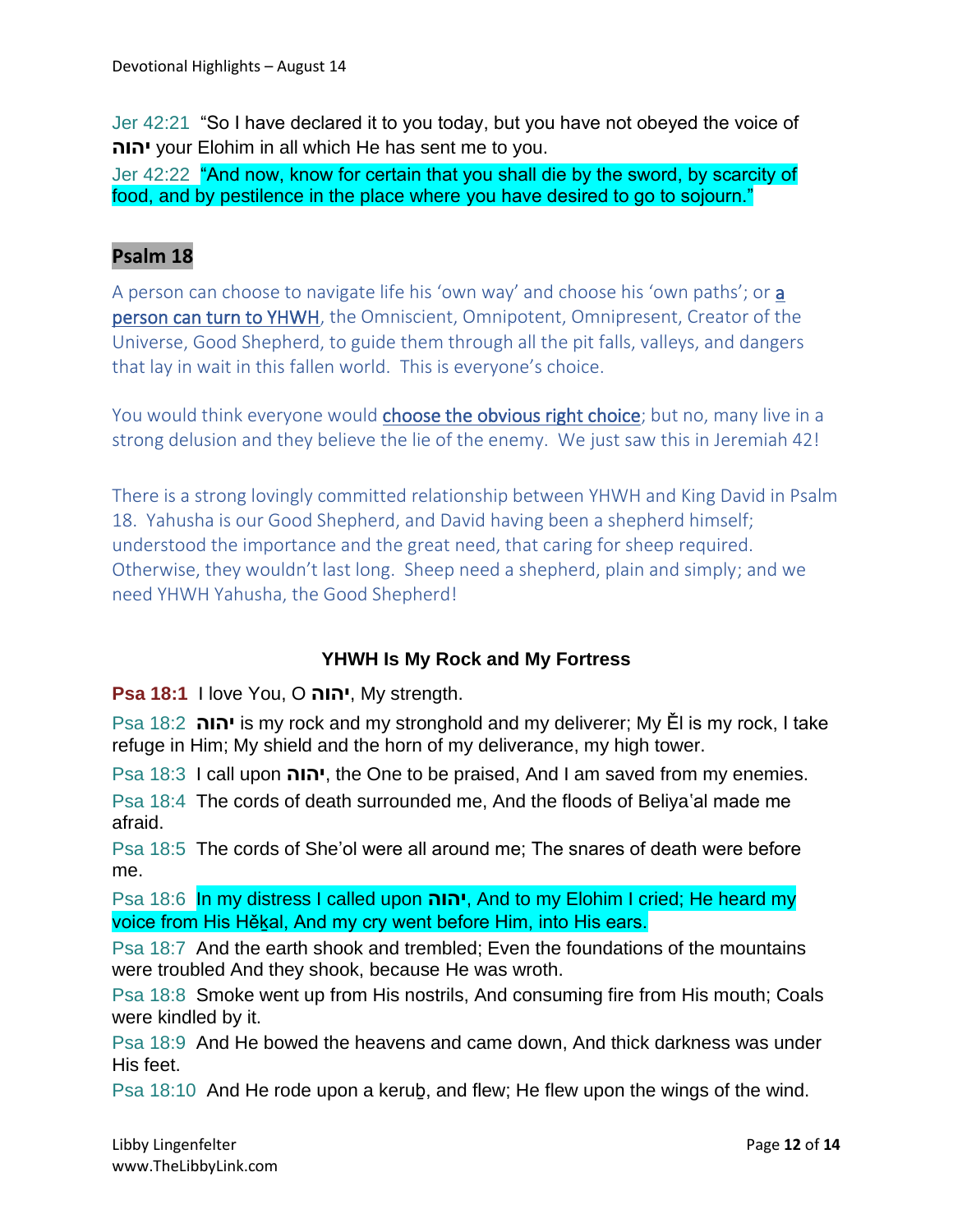Jer 42:21 "So I have declared it to you today, but you have not obeyed the voice of **יהוה** your Elohim in all which He has sent me to you.

Jer 42:22 "And now, know for certain that you shall die by the sword, by scarcity of food, and by pestilence in the place where you have desired to go to sojourn."

## Psalm 18

A person can choose to navigate life his 'own way' and choose his 'own paths'; or <u>a person can turn to YHWH</u>, the Omniscient, Omnipotent, Omnipresent, Creator of the Universe, Good Shepherd, to guide them through all the pit falls, valleys, and dangers that lay in wait in this fallen world. This is everyone's choice.

You would think everyone would <u>choose the obvious right choice</u>; but no, many live in a strong delusion and they believe the lie of the enemy. We just saw this in Jeremiah 42!

There is a strong lovingly committed relationship between YHWH and King David in Psalm 18. Yahusha is our Good Shepherd, and David having been a shepherd himself; understood the importance and the great need, that caring for sheep required. Otherwise, they wouldn't last long. Sheep need a shepherd, plain and simply; and we need YHWH Yahusha, the Good Shepherd!

### YHWH Is My Rock and My Fortress

**Psa 18:1** I love You, O **יהוה**, My strength.

Psa 18:2 **יהוה** is my rock and my stronghold and my deliverer; My Ěl is my rock, I take refuge in Him; My shield and the horn of my deliverance, my high tower.

Psa 18:3 I call upon **יהוה**, the One to be praised, And I am saved from my enemies.

Psa 18:4 The cords of death surrounded me, And the floods of Beliya'al made me afraid.

Psa 18:5 The cords of She'ol were all around me; The snares of death were before me.

Psa 18:6 In my distress I called upon **יהוה**, And to my Elohim I cried; He heard my voice from His Hěḵal, And my cry went before Him, into His ears.

Psa 18:7 And the earth shook and trembled; Even the foundations of the mountains were troubled And they shook, because He was wroth.

Psa 18:8 Smoke went up from His nostrils, And consuming fire from His mouth; Coals were kindled by it.

Psa 18:9 And He bowed the heavens and came down, And thick darkness was under His feet.

Psa 18:10 And He rode upon a kerub̲, and flew; He flew upon the wings of the wind.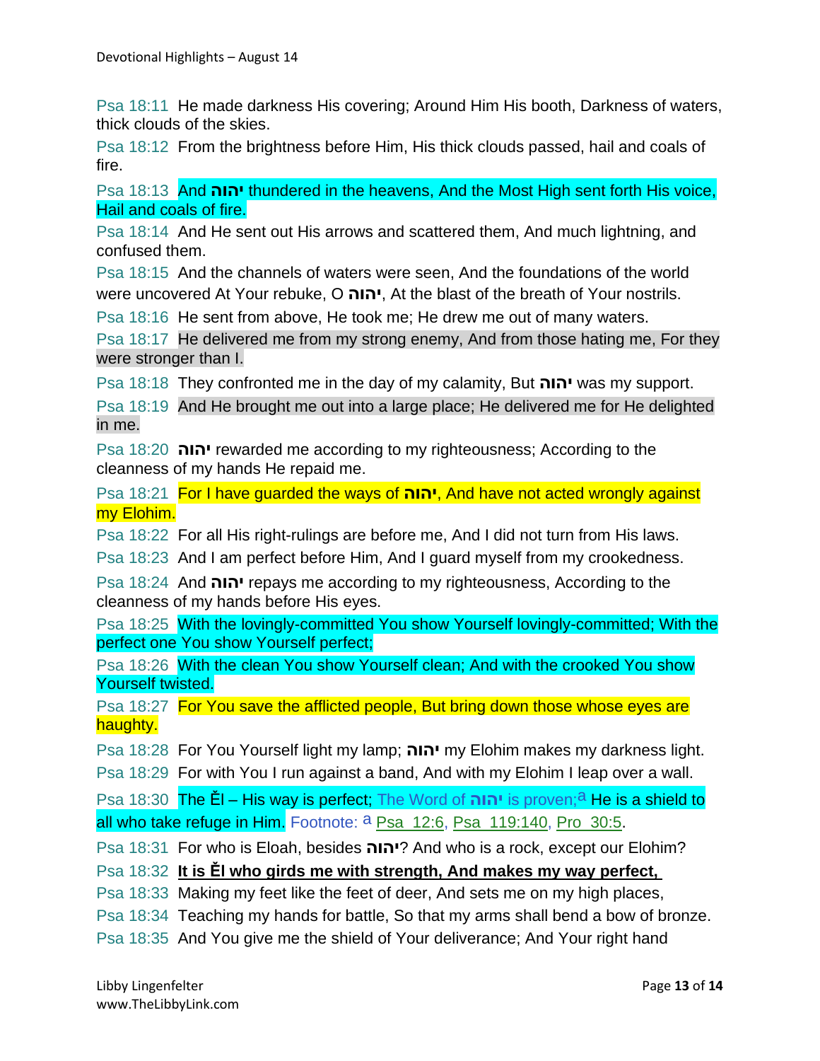Psa 18:11 He made darkness His covering; Around Him His booth, Darkness of waters, thick clouds of the skies.

Psa 18:12 From the brightness before Him, His thick clouds passed, hail and coals of fire.

Psa 18:13 And יהוה thundered in the heavens, And the Most High sent forth His voice, Hail and coals of fire.

Psa 18:14 And He sent out His arrows and scattered them, And much lightning, and confused them.

Psa 18:15 And the channels of waters were seen, And the foundations of the world were uncovered At Your rebuke, O יהוה, At the blast of the breath of Your nostrils.

Psa 18:16 He sent from above, He took me; He drew me out of many waters.

Psa 18:17 He delivered me from my strong enemy, And from those hating me, For they were stronger than I.

Psa 18:18 They confronted me in the day of my calamity, But יהוה was my support.

Psa 18:19 And He brought me out into a large place; He delivered me for He delighted in me.

Psa 18:20 יהוה rewarded me according to my righteousness; According to the cleanness of my hands He repaid me.

Psa 18:21 For I have guarded the ways of יהוה, And have not acted wrongly against my Elohim.

Psa 18:22 For all His right-rulings are before me, And I did not turn from His laws.

Psa 18:23 And I am perfect before Him, And I guard myself from my crookedness.

Psa 18:24 And יהוה repays me according to my righteousness, According to the cleanness of my hands before His eyes.

Psa 18:25 With the lovingly-committed You show Yourself lovingly-committed; With the perfect one You show Yourself perfect;

Psa 18:26 With the clean You show Yourself clean; And with the crooked You show Yourself twisted.

Psa 18:27 For You save the afflicted people, But bring down those whose eyes are haughty.

Psa 18:28 For You Yourself light my lamp; יהוה my Elohim makes my darkness light.

Psa 18:29 For with You I run against a band, And with my Elohim I leap over a wall.

Psa 18:30 The Ěl – His way is perfect; The Word of יהוה is proven;[a] He is a shield to all who take refuge in Him. Footnote: [a] Psa 12:6, Psa 119:140, Pro 30:5.

Psa 18:31 For who is Eloah, besides יהוה? And who is a rock, except our Elohim?

Psa 18:32 **It is Ěl who girds me with strength, And makes my way perfect,**

Psa 18:33 Making my feet like the feet of deer, And sets me on my high places,

Psa 18:34 Teaching my hands for battle, So that my arms shall bend a bow of bronze.

Psa 18:35 And You give me the shield of Your deliverance; And Your right hand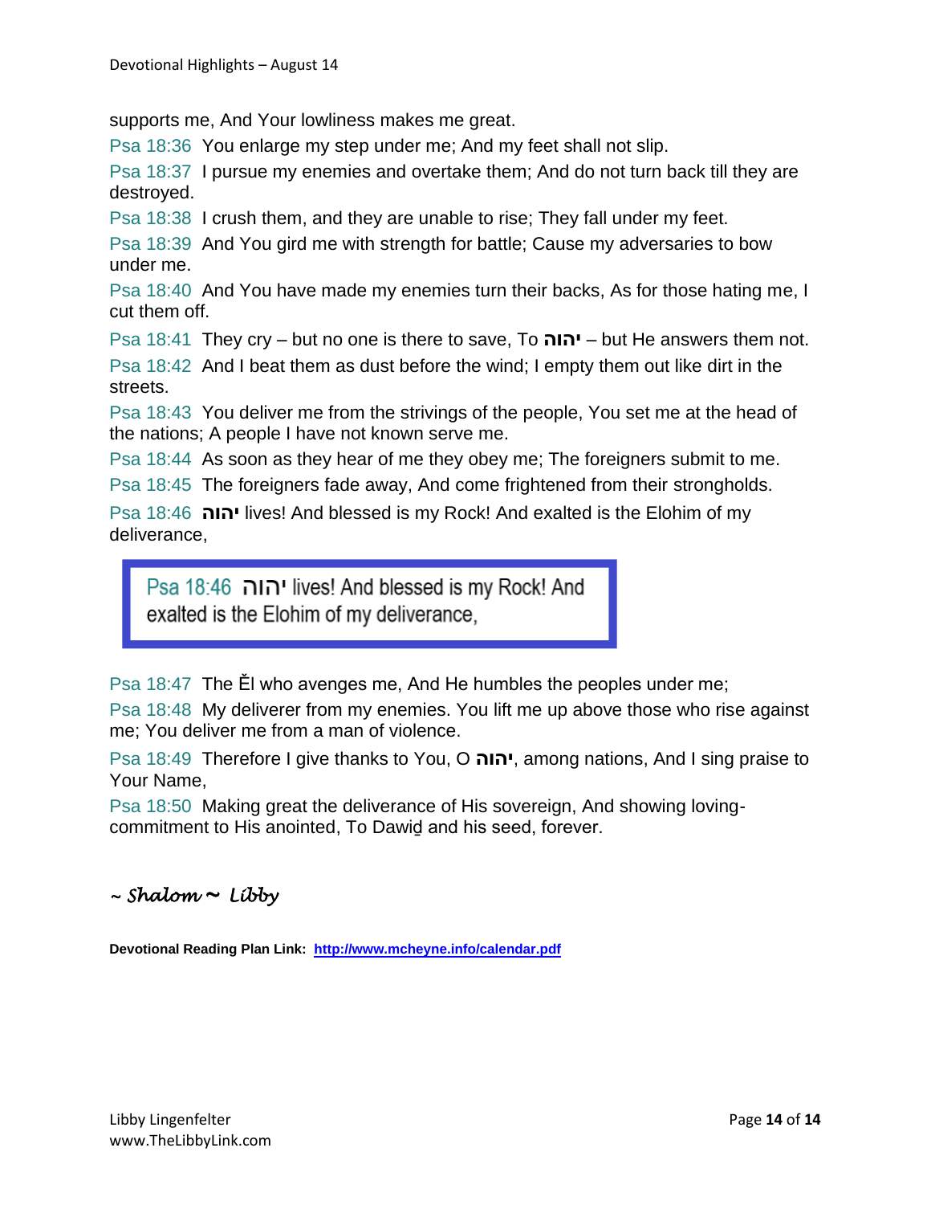supports me, And Your lowliness makes me great.

Psa 18:36 You enlarge my step under me; And my feet shall not slip.

Psa 18:37 I pursue my enemies and overtake them; And do not turn back till they are destroyed.

Psa 18:38 I crush them, and they are unable to rise; They fall under my feet.

Psa 18:39 And You gird me with strength for battle; Cause my adversaries to bow under me.

Psa 18:40 And You have made my enemies turn their backs, As for those hating me, I cut them off.

Psa 18:41 They cry – but no one is there to save, To **יהוה** – but He answers them not.

Psa 18:42 And I beat them as dust before the wind; I empty them out like dirt in the streets.

Psa 18:43 You deliver me from the strivings of the people, You set me at the head of the nations; A people I have not known serve me.

Psa 18:44 As soon as they hear of me they obey me; The foreigners submit to me.

Psa 18:45 The foreigners fade away, And come frightened from their strongholds.

Psa 18:46 **יהוה** lives! And blessed is my Rock! And exalted is the Elohim of my deliverance,

> Psa 18:46 יהוה lives! And blessed is my Rock! And exalted is the Elohim of my deliverance,

Psa 18:47 The Ěl who avenges me, And He humbles the peoples under me;

Psa 18:48 My deliverer from my enemies. You lift me up above those who rise against me; You deliver me from a man of violence.

Psa 18:49 Therefore I give thanks to You, O **יהוה**, among nations, And I sing praise to Your Name,

Psa 18:50 Making great the deliverance of His sovereign, And showing loving-commitment to His anointed, To Dawiḏ and his seed, forever.

*~ Shalom ~ Libby*

**Devotional Reading Plan Link: [http://www.mcheyne.info/calendar.pdf](http://www.mcheyne.info/calendar.pdf)**

Libby Lingenfelter
www.TheLibbyLink.com